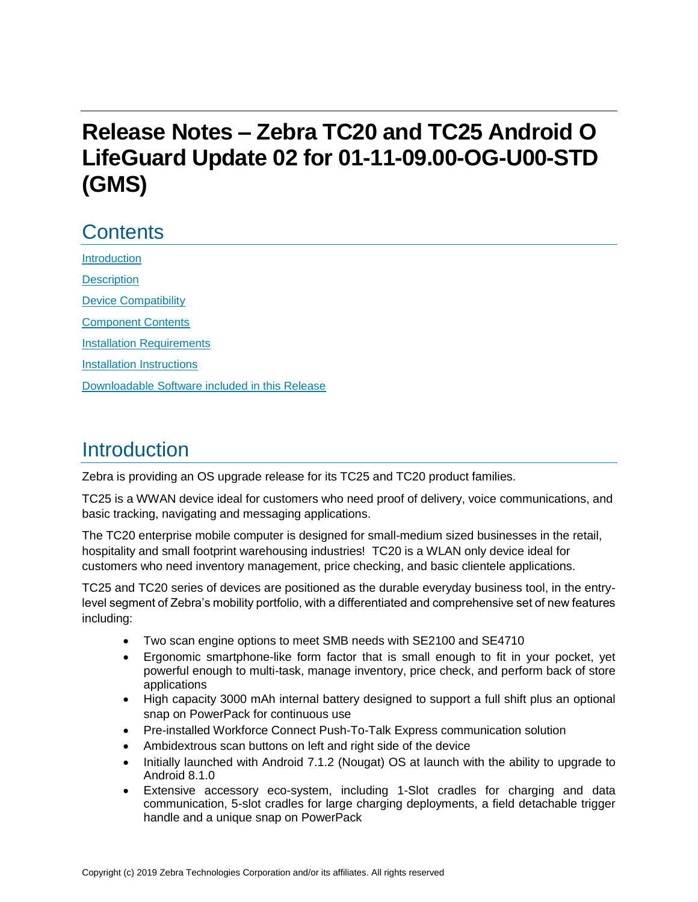# Release Notes – Zebra TC20 and TC25 Android O LifeGuard Update 02 for 01-11-09.00-OG-U00-STD (GMS)

## Contents

[Introduction](#introduction)

[Description](#description)

[Device Compatibility](#device-compatibility)

[Component Contents](#component-contents)

[Installation Requirements](#installation-requirements)

[Installation Instructions](#installation-instructions)

[Downloadable Software included in this Release](#downloadable-software-included-in-this-release)

## Introduction

Zebra is providing an OS upgrade release for its TC25 and TC20 product families.

TC25 is a WWAN device ideal for customers who need proof of delivery, voice communications, and basic tracking, navigating and messaging applications.

The TC20 enterprise mobile computer is designed for small-medium sized businesses in the retail, hospitality and small footprint warehousing industries! TC20 is a WLAN only device ideal for customers who need inventory management, price checking, and basic clientele applications.

TC25 and TC20 series of devices are positioned as the durable everyday business tool, in the entry-level segment of Zebra's mobility portfolio, with a differentiated and comprehensive set of new features including:

- Two scan engine options to meet SMB needs with SE2100 and SE4710
- Ergonomic smartphone-like form factor that is small enough to fit in your pocket, yet powerful enough to multi-task, manage inventory, price check, and perform back of store applications
- High capacity 3000 mAh internal battery designed to support a full shift plus an optional snap on PowerPack for continuous use
- Pre-installed Workforce Connect Push-To-Talk Express communication solution
- Ambidextrous scan buttons on left and right side of the device
- Initially launched with Android 7.1.2 (Nougat) OS at launch with the ability to upgrade to Android 8.1.0
- Extensive accessory eco-system, including 1-Slot cradles for charging and data communication, 5-slot cradles for large charging deployments, a field detachable trigger handle and a unique snap on PowerPack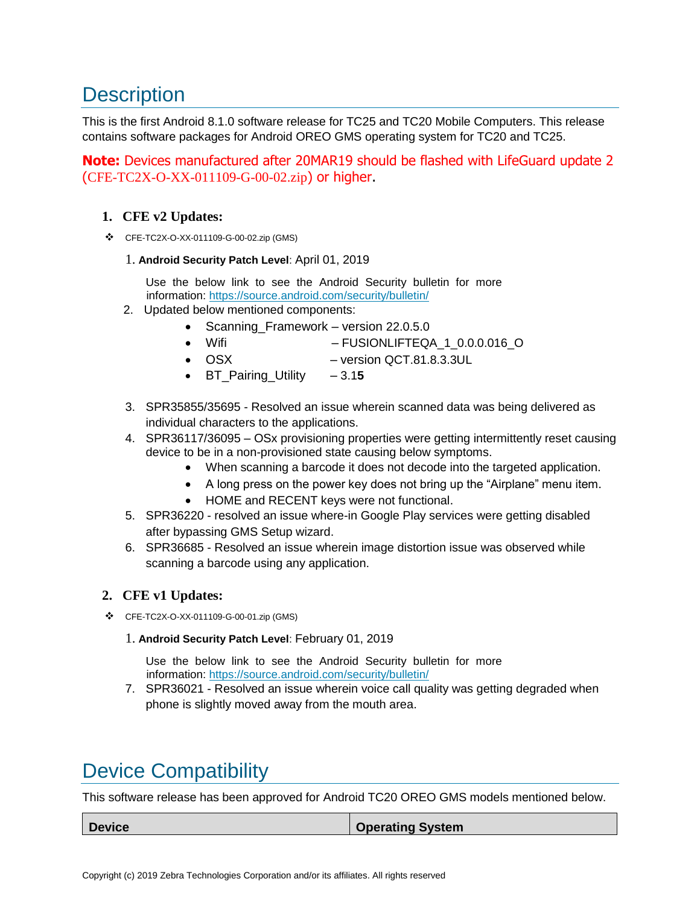# Description

This is the first Android 8.1.0 software release for TC25 and TC20 Mobile Computers. This release contains software packages for Android OREO GMS operating system for TC20 and TC25.

**Note:** Devices manufactured after 20MAR19 should be flashed with LifeGuard update 2 (CFE-TC2X-O-XX-011109-G-00-02.zip) or higher.

1. **CFE v2 Updates:**

- CFE-TC2X-O-XX-011109-G-00-02.zip (GMS)

  1. **Android Security Patch Level**: April 01, 2019

     Use the below link to see the Android Security bulletin for more information: https://source.android.com/security/bulletin/

  2. Updated below mentioned components:
     - Scanning_Framework – version 22.0.5.0
     - Wifi – FUSIONLIFTEQA_1_0.0.0.016_O
     - OSX – version QCT.81.8.3.3UL
     - BT_Pairing_Utility – 3.1**5**

  3. SPR35855/35695 - Resolved an issue wherein scanned data was being delivered as individual characters to the applications.
  4. SPR36117/36095 – OSx provisioning properties were getting intermittently reset causing device to be in a non-provisioned state causing below symptoms.
     - When scanning a barcode it does not decode into the targeted application.
     - A long press on the power key does not bring up the "Airplane" menu item.
     - HOME and RECENT keys were not functional.
  5. SPR36220 - resolved an issue where-in Google Play services were getting disabled after bypassing GMS Setup wizard.
  6. SPR36685 - Resolved an issue wherein image distortion issue was observed while scanning a barcode using any application.

2. **CFE v1 Updates:**

- CFE-TC2X-O-XX-011109-G-00-01.zip (GMS)

  1. **Android Security Patch Level**: February 01, 2019

     Use the below link to see the Android Security bulletin for more information: https://source.android.com/security/bulletin/

  7. SPR36021 - Resolved an issue wherein voice call quality was getting degraded when phone is slightly moved away from the mouth area.

# Device Compatibility

This software release has been approved for Android TC20 OREO GMS models mentioned below.

| Device | Operating System |
|---|---|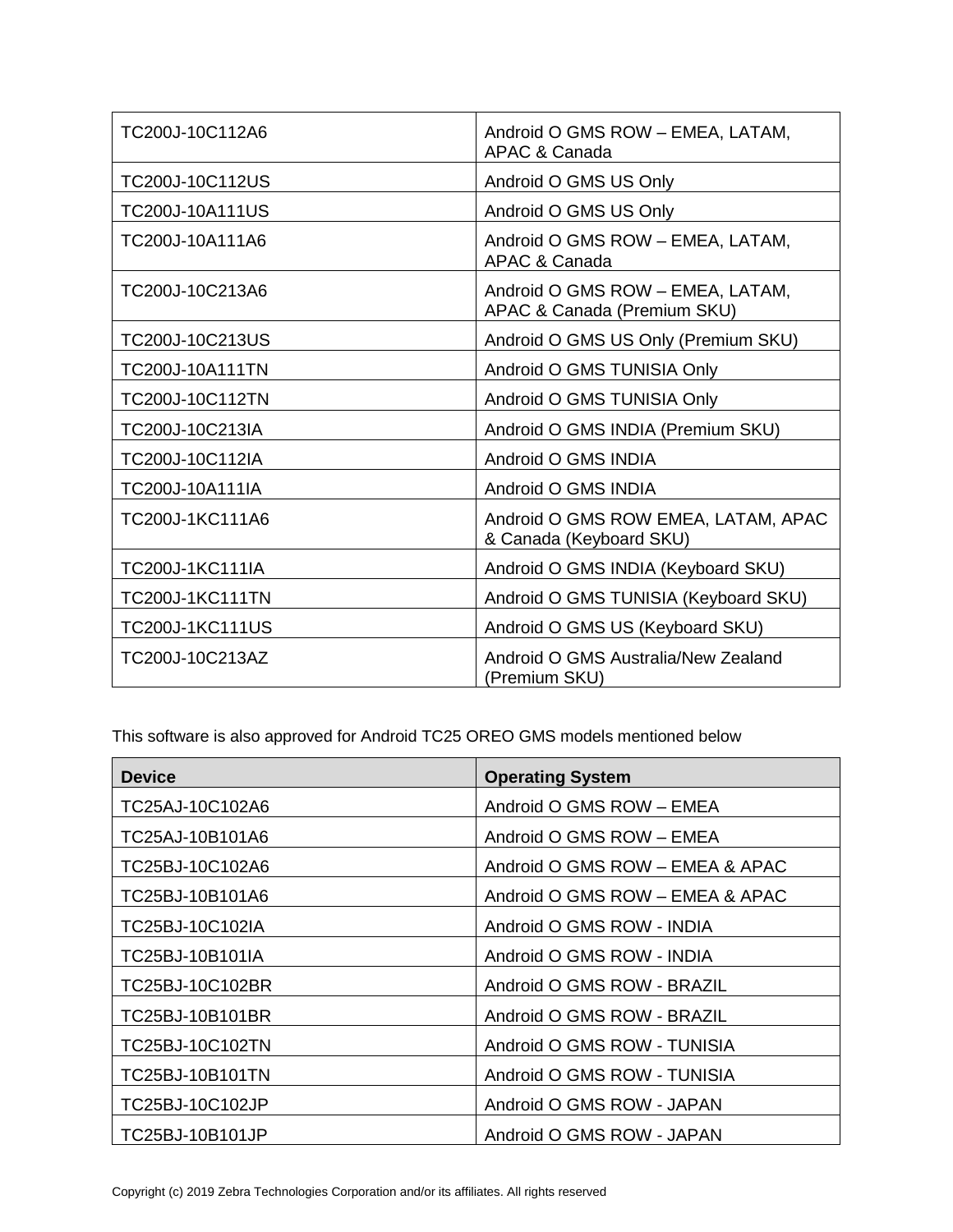| | |
|---|---|
| TC200J-10C112A6 | Android O GMS ROW – EMEA, LATAM, APAC & Canada |
| TC200J-10C112US | Android O GMS US Only |
| TC200J-10A111US | Android O GMS US Only |
| TC200J-10A111A6 | Android O GMS ROW – EMEA, LATAM, APAC & Canada |
| TC200J-10C213A6 | Android O GMS ROW – EMEA, LATAM, APAC & Canada (Premium SKU) |
| TC200J-10C213US | Android O GMS US Only (Premium SKU) |
| TC200J-10A111TN | Android O GMS TUNISIA Only |
| TC200J-10C112TN | Android O GMS TUNISIA Only |
| TC200J-10C213IA | Android O GMS INDIA (Premium SKU) |
| TC200J-10C112IA | Android O GMS INDIA |
| TC200J-10A111IA | Android O GMS INDIA |
| TC200J-1KC111A6 | Android O GMS ROW EMEA, LATAM, APAC & Canada (Keyboard SKU) |
| TC200J-1KC111IA | Android O GMS INDIA (Keyboard SKU) |
| TC200J-1KC111TN | Android O GMS TUNISIA (Keyboard SKU) |
| TC200J-1KC111US | Android O GMS US (Keyboard SKU) |
| TC200J-10C213AZ | Android O GMS Australia/New Zealand (Premium SKU) |

This software is also approved for Android TC25 OREO GMS models mentioned below

| Device | Operating System |
|---|---|
| TC25AJ-10C102A6 | Android O GMS ROW – EMEA |
| TC25AJ-10B101A6 | Android O GMS ROW – EMEA |
| TC25BJ-10C102A6 | Android O GMS ROW – EMEA & APAC |
| TC25BJ-10B101A6 | Android O GMS ROW – EMEA & APAC |
| TC25BJ-10C102IA | Android O GMS ROW - INDIA |
| TC25BJ-10B101IA | Android O GMS ROW - INDIA |
| TC25BJ-10C102BR | Android O GMS ROW - BRAZIL |
| TC25BJ-10B101BR | Android O GMS ROW - BRAZIL |
| TC25BJ-10C102TN | Android O GMS ROW - TUNISIA |
| TC25BJ-10B101TN | Android O GMS ROW - TUNISIA |
| TC25BJ-10C102JP | Android O GMS ROW - JAPAN |
| TC25BJ-10B101JP | Android O GMS ROW - JAPAN |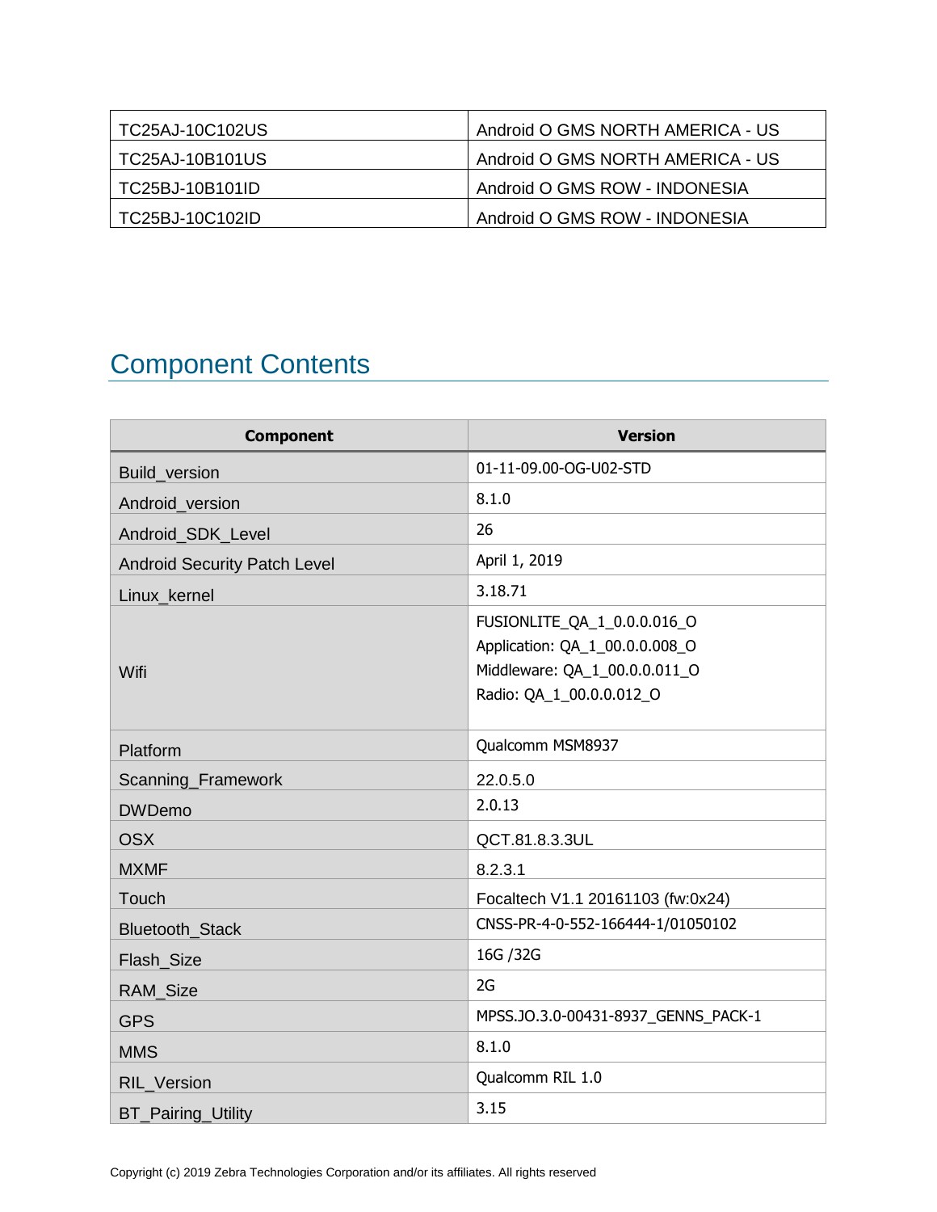| TC25AJ-10C102US | Android O GMS NORTH AMERICA - US |
|---|---|
| TC25AJ-10B101US | Android O GMS NORTH AMERICA - US |
| TC25BJ-10B101ID | Android O GMS ROW - INDONESIA |
| TC25BJ-10C102ID | Android O GMS ROW - INDONESIA |

## Component Contents

| Component | Version |
|---|---|
| Build_version | 01-11-09.00-OG-U02-STD |
| Android_version | 8.1.0 |
| Android_SDK_Level | 26 |
| Android Security Patch Level | April 1, 2019 |
| Linux_kernel | 3.18.71 |
| Wifi | FUSIONLITE_QA_1_0.0.0.016_O<br>Application: QA_1_00.0.0.008_O<br>Middleware: QA_1_00.0.0.011_O<br>Radio: QA_1_00.0.0.012_O |
| Platform | Qualcomm MSM8937 |
| Scanning_Framework | 22.0.5.0 |
| DWDemo | 2.0.13 |
| OSX | QCT.81.8.3.3UL |
| MXMF | 8.2.3.1 |
| Touch | Focaltech V1.1 20161103 (fw:0x24) |
| Bluetooth_Stack | CNSS-PR-4-0-552-166444-1/01050102 |
| Flash_Size | 16G /32G |
| RAM_Size | 2G |
| GPS | MPSS.JO.3.0-00431-8937_GENNS_PACK-1 |
| MMS | 8.1.0 |
| RIL_Version | Qualcomm RIL 1.0 |
| BT_Pairing_Utility | 3.15 |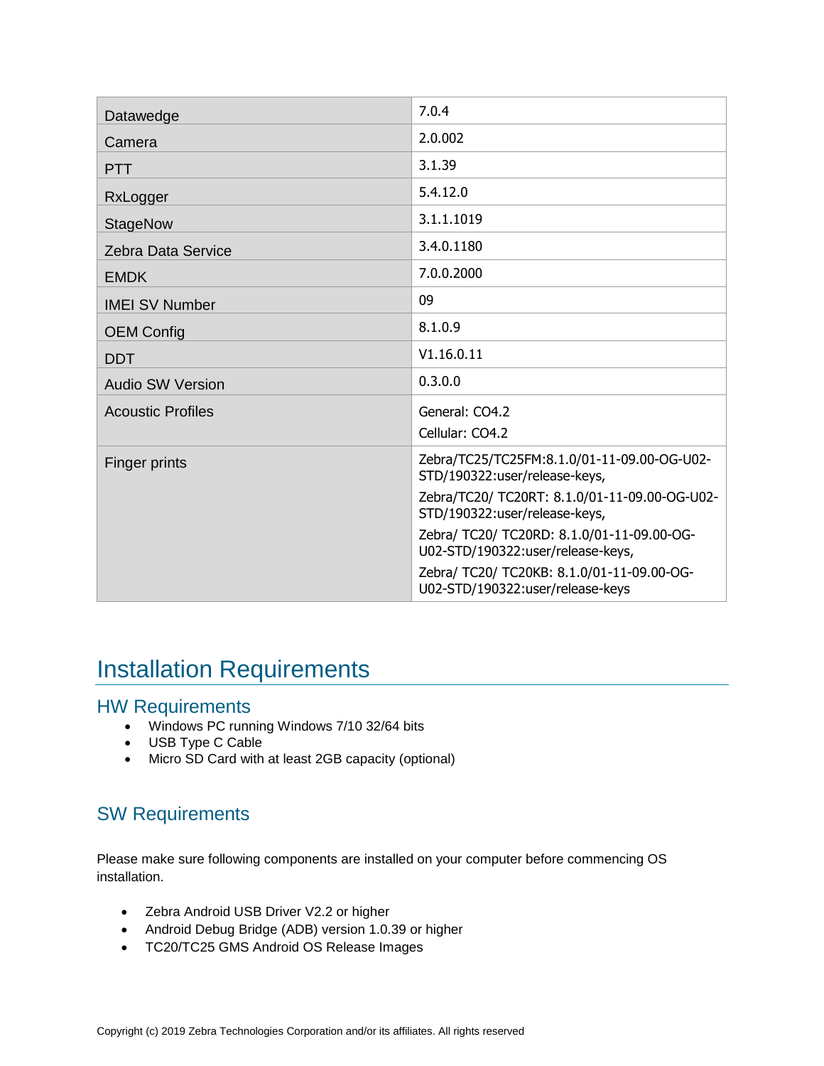| | |
|---|---|
| Datawedge | 7.0.4 |
| Camera | 2.0.002 |
| PTT | 3.1.39 |
| RxLogger | 5.4.12.0 |
| StageNow | 3.1.1.1019 |
| Zebra Data Service | 3.4.0.1180 |
| EMDK | 7.0.0.2000 |
| IMEI SV Number | 09 |
| OEM Config | 8.1.0.9 |
| DDT | V1.16.0.11 |
| Audio SW Version | 0.3.0.0 |
| Acoustic Profiles | General: CO4.2<br>Cellular: CO4.2 |
| Finger prints | Zebra/TC25/TC25FM:8.1.0/01-11-09.00-OG-U02-STD/190322:user/release-keys,<br>Zebra/TC20/ TC20RT: 8.1.0/01-11-09.00-OG-U02-STD/190322:user/release-keys,<br>Zebra/ TC20/ TC20RD: 8.1.0/01-11-09.00-OG-U02-STD/190322:user/release-keys,<br>Zebra/ TC20/ TC20KB: 8.1.0/01-11-09.00-OG-U02-STD/190322:user/release-keys |

# Installation Requirements

## HW Requirements

- Windows PC running Windows 7/10 32/64 bits
- USB Type C Cable
- Micro SD Card with at least 2GB capacity (optional)

## SW Requirements

Please make sure following components are installed on your computer before commencing OS installation.

- Zebra Android USB Driver V2.2 or higher
- Android Debug Bridge (ADB) version 1.0.39 or higher
- TC20/TC25 GMS Android OS Release Images

Copyright (c) 2019 Zebra Technologies Corporation and/or its affiliates. All rights reserved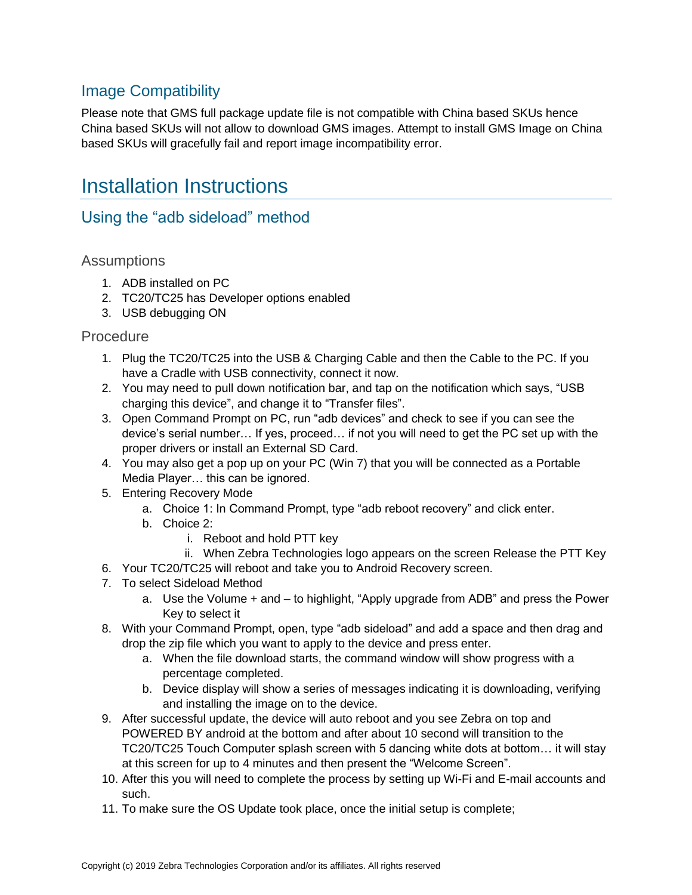## Image Compatibility

Please note that GMS full package update file is not compatible with China based SKUs hence China based SKUs will not allow to download GMS images. Attempt to install GMS Image on China based SKUs will gracefully fail and report image incompatibility error.

# Installation Instructions

## Using the "adb sideload" method

### Assumptions

1. ADB installed on PC
2. TC20/TC25 has Developer options enabled
3. USB debugging ON

### Procedure

1. Plug the TC20/TC25 into the USB & Charging Cable and then the Cable to the PC. If you have a Cradle with USB connectivity, connect it now.
2. You may need to pull down notification bar, and tap on the notification which says, "USB charging this device", and change it to "Transfer files".
3. Open Command Prompt on PC, run "adb devices" and check to see if you can see the device's serial number… If yes, proceed… if not you will need to get the PC set up with the proper drivers or install an External SD Card.
4. You may also get a pop up on your PC (Win 7) that you will be connected as a Portable Media Player… this can be ignored.
5. Entering Recovery Mode
   a. Choice 1: In Command Prompt, type "adb reboot recovery" and click enter.
   b. Choice 2:
      i. Reboot and hold PTT key
      ii. When Zebra Technologies logo appears on the screen Release the PTT Key
6. Your TC20/TC25 will reboot and take you to Android Recovery screen.
7. To select Sideload Method
   a. Use the Volume + and – to highlight, "Apply upgrade from ADB" and press the Power Key to select it
8. With your Command Prompt, open, type "adb sideload" and add a space and then drag and drop the zip file which you want to apply to the device and press enter.
   a. When the file download starts, the command window will show progress with a percentage completed.
   b. Device display will show a series of messages indicating it is downloading, verifying and installing the image on to the device.
9. After successful update, the device will auto reboot and you see Zebra on top and POWERED BY android at the bottom and after about 10 second will transition to the TC20/TC25 Touch Computer splash screen with 5 dancing white dots at bottom… it will stay at this screen for up to 4 minutes and then present the "Welcome Screen".
10. After this you will need to complete the process by setting up Wi-Fi and E-mail accounts and such.
11. To make sure the OS Update took place, once the initial setup is complete;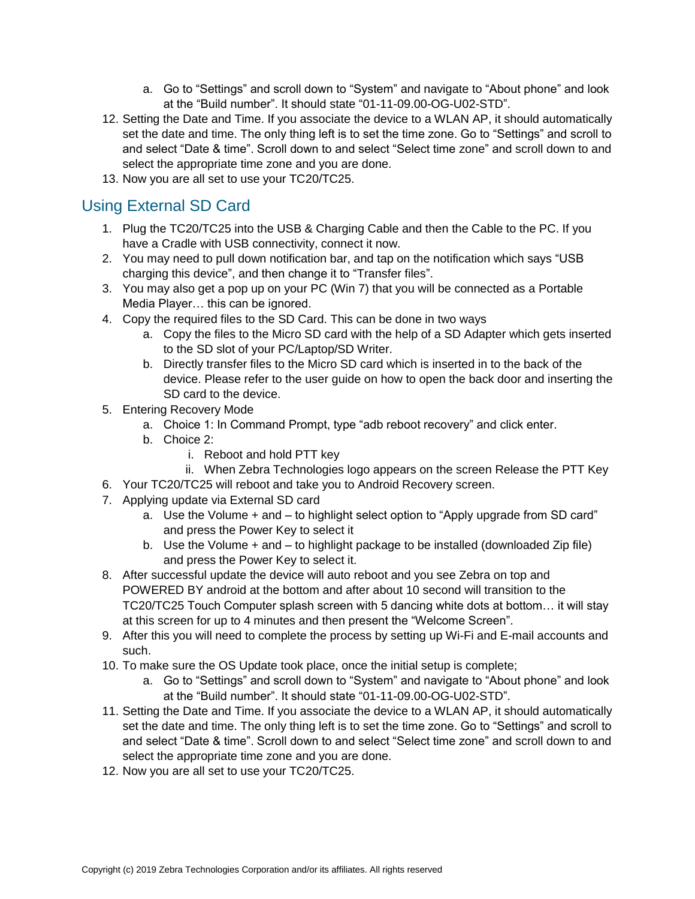a. Go to "Settings" and scroll down to "System" and navigate to "About phone" and look at the "Build number". It should state "01-11-09.00-OG-U02-STD".

12. Setting the Date and Time. If you associate the device to a WLAN AP, it should automatically set the date and time. The only thing left is to set the time zone. Go to "Settings" and scroll to and select "Date & time". Scroll down to and select "Select time zone" and scroll down to and select the appropriate time zone and you are done.
13. Now you are all set to use your TC20/TC25.

## Using External SD Card

1. Plug the TC20/TC25 into the USB & Charging Cable and then the Cable to the PC. If you have a Cradle with USB connectivity, connect it now.
2. You may need to pull down notification bar, and tap on the notification which says "USB charging this device", and then change it to "Transfer files".
3. You may also get a pop up on your PC (Win 7) that you will be connected as a Portable Media Player… this can be ignored.
4. Copy the required files to the SD Card. This can be done in two ways
    a. Copy the files to the Micro SD card with the help of a SD Adapter which gets inserted to the SD slot of your PC/Laptop/SD Writer.
    b. Directly transfer files to the Micro SD card which is inserted in to the back of the device. Please refer to the user guide on how to open the back door and inserting the SD card to the device.
5. Entering Recovery Mode
    a. Choice 1: In Command Prompt, type "adb reboot recovery" and click enter.
    b. Choice 2:
        i. Reboot and hold PTT key
        ii. When Zebra Technologies logo appears on the screen Release the PTT Key
6. Your TC20/TC25 will reboot and take you to Android Recovery screen.
7. Applying update via External SD card
    a. Use the Volume + and – to highlight select option to "Apply upgrade from SD card" and press the Power Key to select it
    b. Use the Volume + and – to highlight package to be installed (downloaded Zip file) and press the Power Key to select it.
8. After successful update the device will auto reboot and you see Zebra on top and POWERED BY android at the bottom and after about 10 second will transition to the TC20/TC25 Touch Computer splash screen with 5 dancing white dots at bottom… it will stay at this screen for up to 4 minutes and then present the "Welcome Screen".
9. After this you will need to complete the process by setting up Wi-Fi and E-mail accounts and such.
10. To make sure the OS Update took place, once the initial setup is complete;
    a. Go to "Settings" and scroll down to "System" and navigate to "About phone" and look at the "Build number". It should state "01-11-09.00-OG-U02-STD".
11. Setting the Date and Time. If you associate the device to a WLAN AP, it should automatically set the date and time. The only thing left is to set the time zone. Go to "Settings" and scroll to and select "Date & time". Scroll down to and select "Select time zone" and scroll down to and select the appropriate time zone and you are done.
12. Now you are all set to use your TC20/TC25.

Copyright (c) 2019 Zebra Technologies Corporation and/or its affiliates. All rights reserved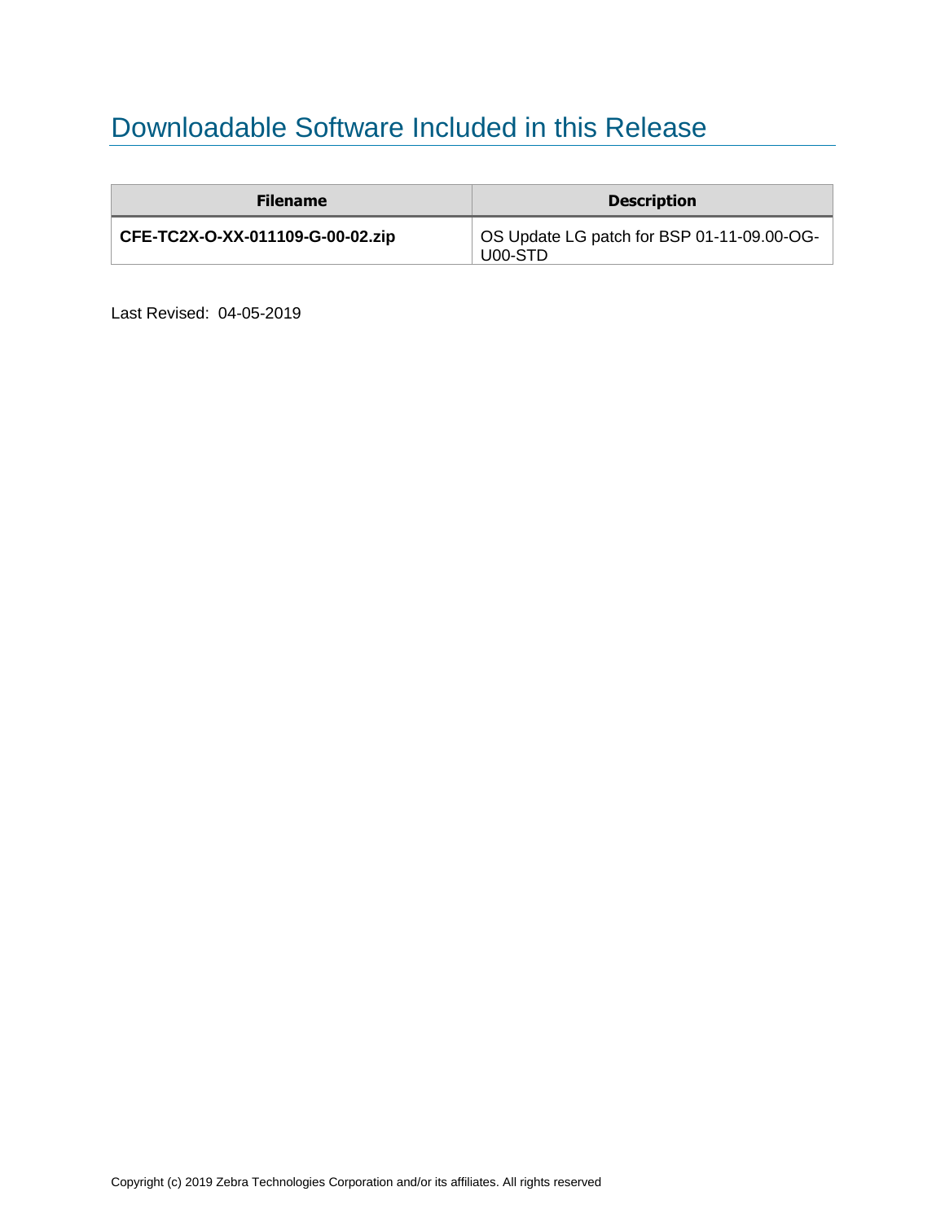## Downloadable Software Included in this Release

| Filename | Description |
| --- | --- |
| **CFE-TC2X-O-XX-011109-G-00-02.zip** | OS Update LG patch for BSP 01-11-09.00-OG-U00-STD |

Last Revised: 04-05-2019

Copyright (c) 2019 Zebra Technologies Corporation and/or its affiliates. All rights reserved